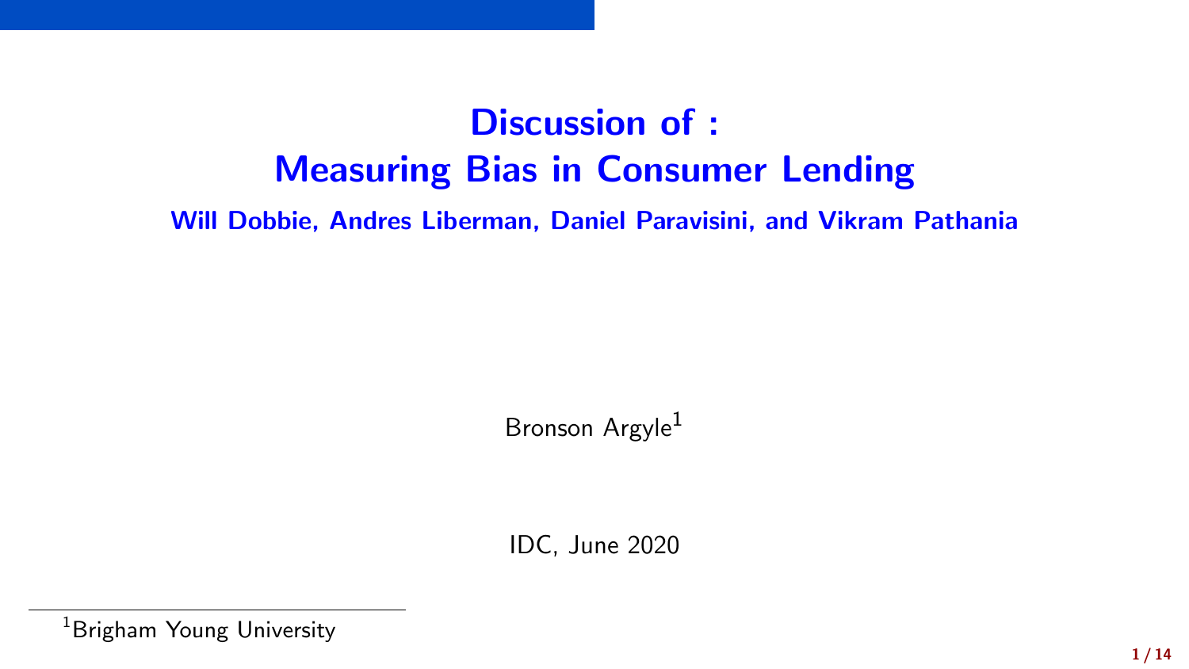# Discussion of : Measuring Bias in Consumer Lending

**Will Dobbie, Andres Liberman, Daniel Paravisini, and Vikram Pathania**

Bronson Argyle[1]

IDC, June 2020

[1] Brigham Young University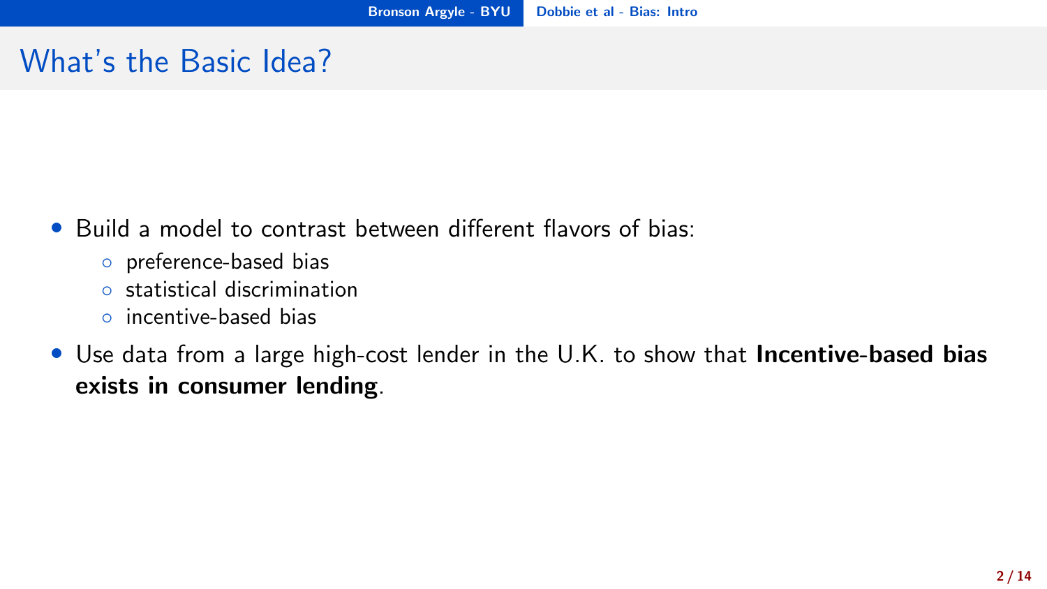# What's the Basic Idea?

- Build a model to contrast between different flavors of bias:
  - preference-based bias
  - statistical discrimination
  - incentive-based bias
- Use data from a large high-cost lender in the U.K. to show that **Incentive-based bias exists in consumer lending**.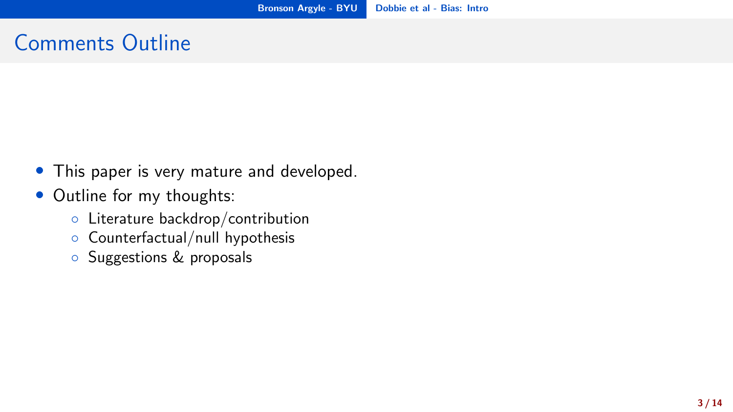# Comments Outline

- This paper is very mature and developed.
- Outline for my thoughts:
  - Literature backdrop/contribution
  - Counterfactual/null hypothesis
  - Suggestions & proposals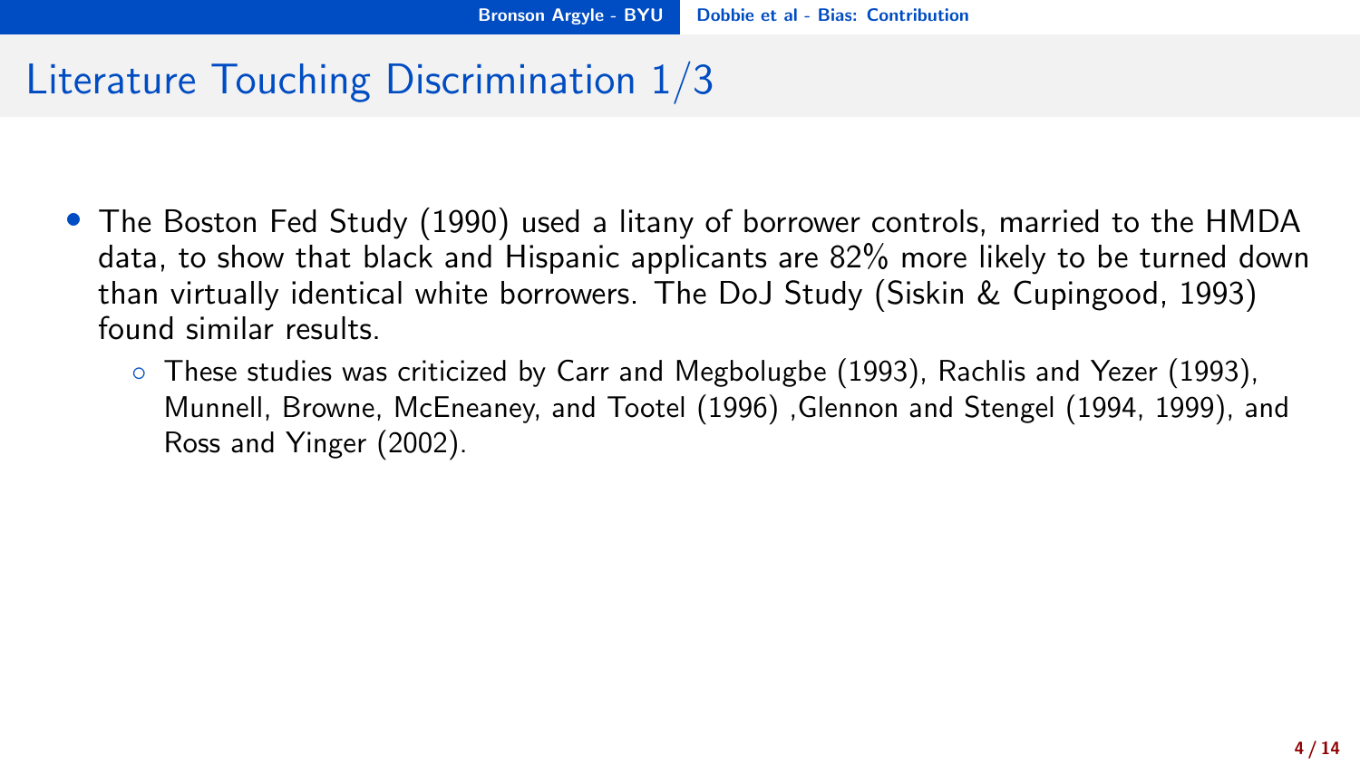# Literature Touching Discrimination 1/3

- The Boston Fed Study (1990) used a litany of borrower controls, married to the HMDA data, to show that black and Hispanic applicants are 82% more likely to be turned down than virtually identical white borrowers. The DoJ Study (Siskin & Cupingood, 1993) found similar results.
  - These studies was criticized by Carr and Megbolugbe (1993), Rachlis and Yezer (1993), Munnell, Browne, McEneaney, and Tootel (1996) ,Glennon and Stengel (1994, 1999), and Ross and Yinger (2002).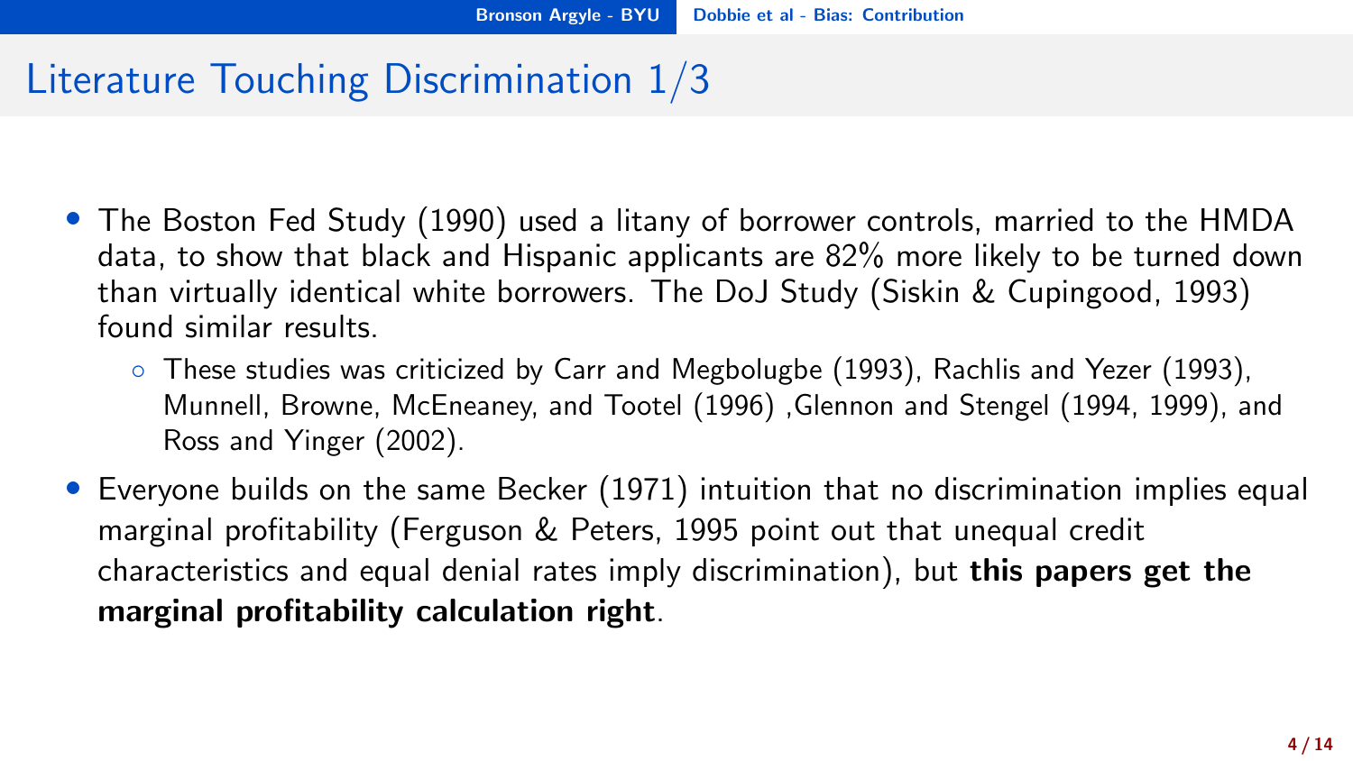# Literature Touching Discrimination 1/3

- The Boston Fed Study (1990) used a litany of borrower controls, married to the HMDA data, to show that black and Hispanic applicants are 82% more likely to be turned down than virtually identical white borrowers. The DoJ Study (Siskin & Cupingood, 1993) found similar results.
  - These studies was criticized by Carr and Megbolugbe (1993), Rachlis and Yezer (1993), Munnell, Browne, McEneaney, and Tootel (1996) ,Glennon and Stengel (1994, 1999), and Ross and Yinger (2002).
- Everyone builds on the same Becker (1971) intuition that no discrimination implies equal marginal profitability (Ferguson & Peters, 1995 point out that unequal credit characteristics and equal denial rates imply discrimination), but **this papers get the marginal profitability calculation right**.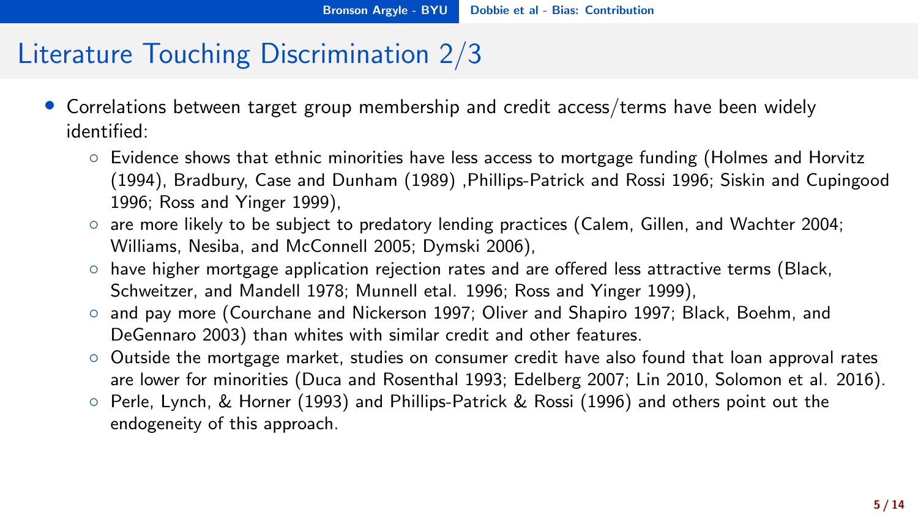# Literature Touching Discrimination 2/3

- Correlations between target group membership and credit access/terms have been widely identified:
  - Evidence shows that ethnic minorities have less access to mortgage funding (Holmes and Horvitz (1994), Bradbury, Case and Dunham (1989) ,Phillips-Patrick and Rossi 1996; Siskin and Cupingood 1996; Ross and Yinger 1999),
  - are more likely to be subject to predatory lending practices (Calem, Gillen, and Wachter 2004; Williams, Nesiba, and McConnell 2005; Dymski 2006),
  - have higher mortgage application rejection rates and are offered less attractive terms (Black, Schweitzer, and Mandell 1978; Munnell etal. 1996; Ross and Yinger 1999),
  - and pay more (Courchane and Nickerson 1997; Oliver and Shapiro 1997; Black, Boehm, and DeGennaro 2003) than whites with similar credit and other features.
  - Outside the mortgage market, studies on consumer credit have also found that loan approval rates are lower for minorities (Duca and Rosenthal 1993; Edelberg 2007; Lin 2010, Solomon et al. 2016).
  - Perle, Lynch, & Horner (1993) and Phillips-Patrick & Rossi (1996) and others point out the endogeneity of this approach.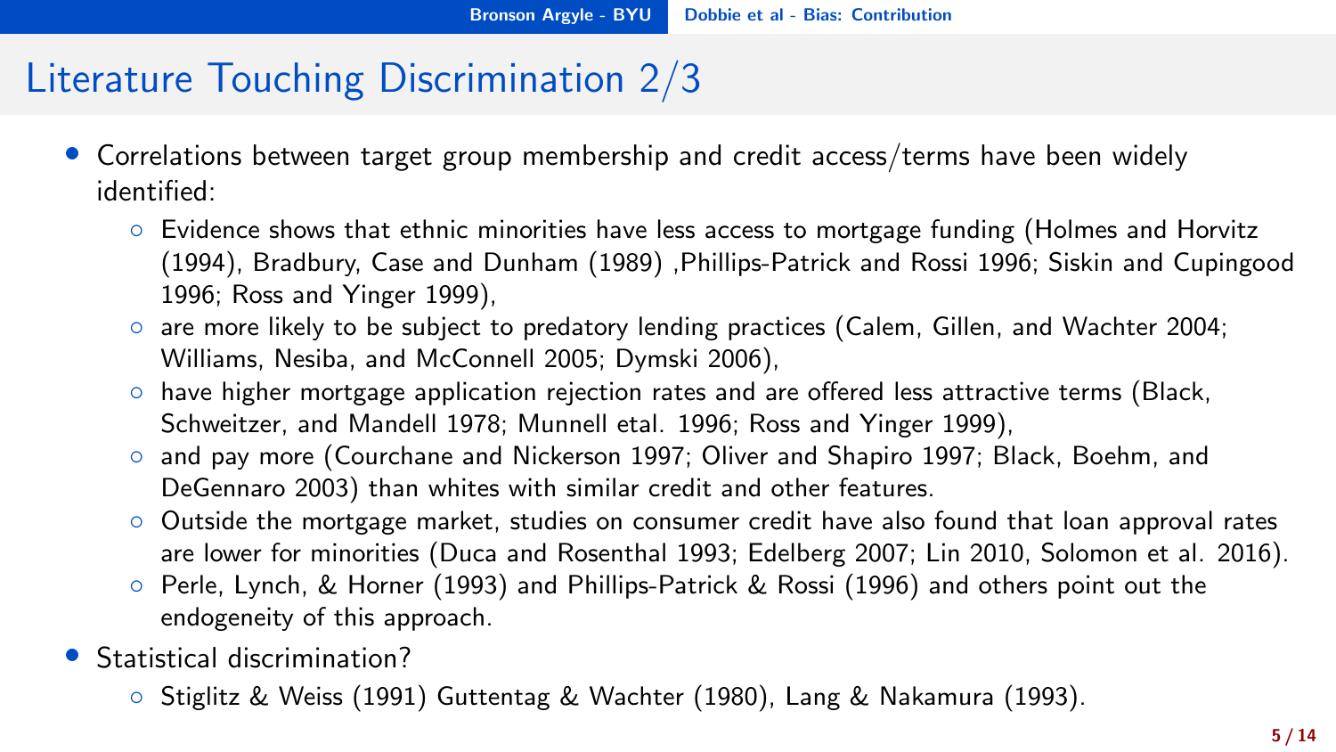# Literature Touching Discrimination 2/3

- Correlations between target group membership and credit access/terms have been widely identified:
  - Evidence shows that ethnic minorities have less access to mortgage funding (Holmes and Horvitz (1994), Bradbury, Case and Dunham (1989) ,Phillips-Patrick and Rossi 1996; Siskin and Cupingood 1996; Ross and Yinger 1999),
  - are more likely to be subject to predatory lending practices (Calem, Gillen, and Wachter 2004; Williams, Nesiba, and McConnell 2005; Dymski 2006),
  - have higher mortgage application rejection rates and are offered less attractive terms (Black, Schweitzer, and Mandell 1978; Munnell etal. 1996; Ross and Yinger 1999),
  - and pay more (Courchane and Nickerson 1997; Oliver and Shapiro 1997; Black, Boehm, and DeGennaro 2003) than whites with similar credit and other features.
  - Outside the mortgage market, studies on consumer credit have also found that loan approval rates are lower for minorities (Duca and Rosenthal 1993; Edelberg 2007; Lin 2010, Solomon et al. 2016).
  - Perle, Lynch, & Horner (1993) and Phillips-Patrick & Rossi (1996) and others point out the endogeneity of this approach.
- Statistical discrimination?
  - Stiglitz & Weiss (1991) Guttentag & Wachter (1980), Lang & Nakamura (1993).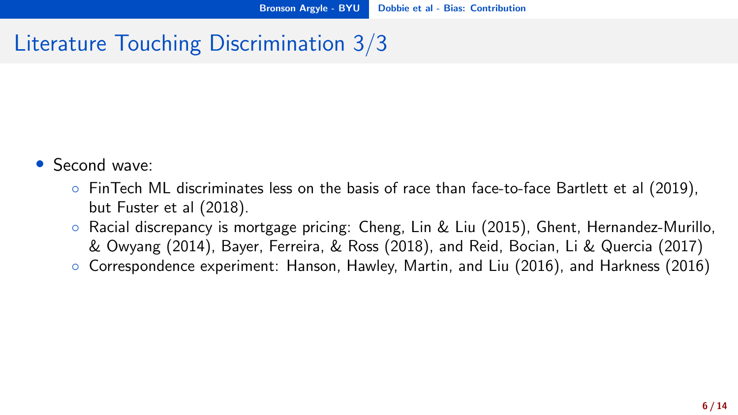# Literature Touching Discrimination 3/3

- Second wave:
  - FinTech ML discriminates less on the basis of race than face-to-face Bartlett et al (2019), but Fuster et al (2018).
  - Racial discrepancy is mortgage pricing: Cheng, Lin & Liu (2015), Ghent, Hernandez-Murillo, & Owyang (2014), Bayer, Ferreira, & Ross (2018), and Reid, Bocian, Li & Quercia (2017)
  - Correspondence experiment: Hanson, Hawley, Martin, and Liu (2016), and Harkness (2016)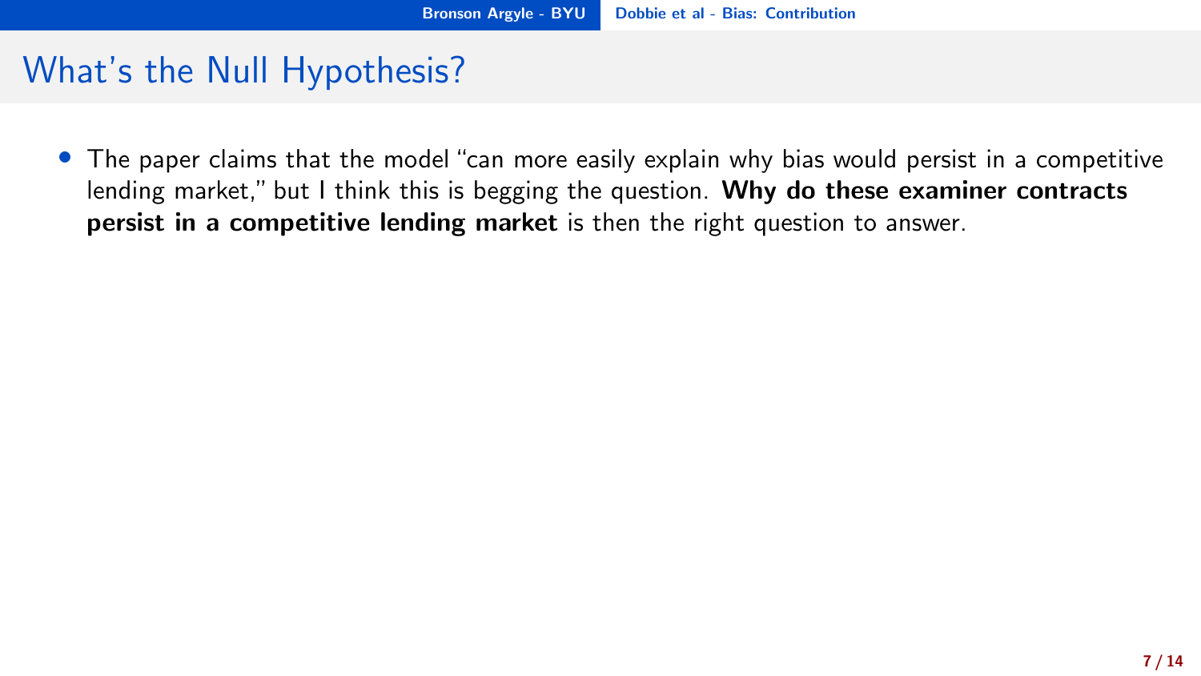# What's the Null Hypothesis?

- The paper claims that the model "can more easily explain why bias would persist in a competitive lending market," but I think this is begging the question. **Why do these examiner contracts persist in a competitive lending market** is then the right question to answer.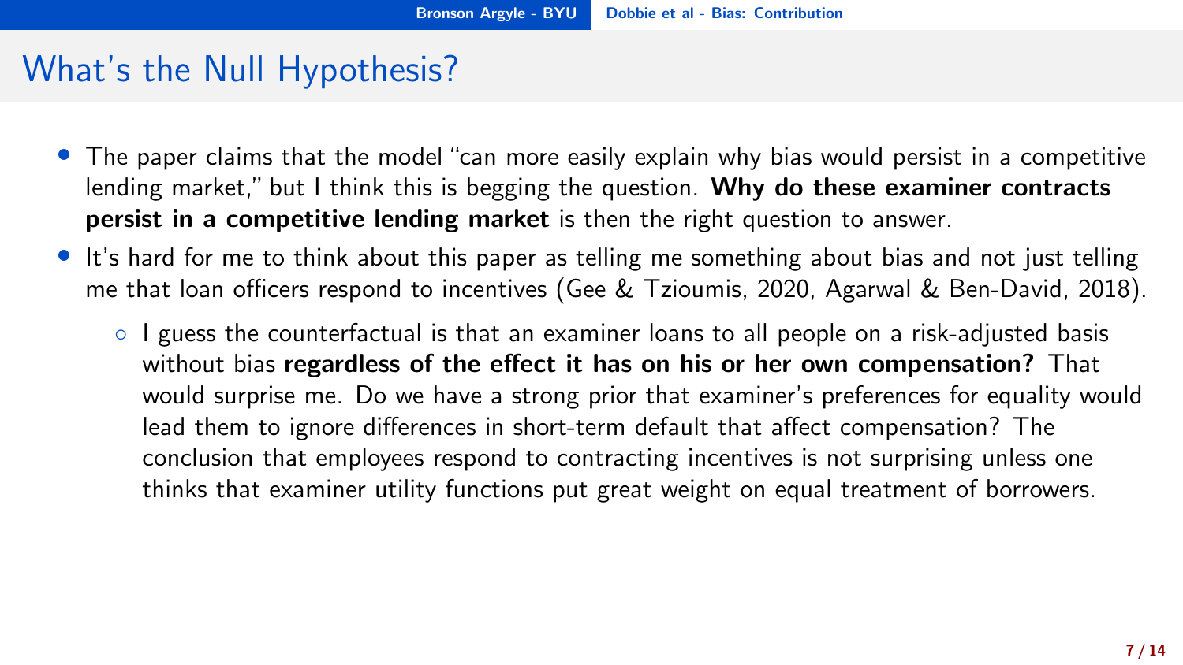# What's the Null Hypothesis?

- The paper claims that the model "can more easily explain why bias would persist in a competitive lending market," but I think this is begging the question. **Why do these examiner contracts persist in a competitive lending market** is then the right question to answer.
- It's hard for me to think about this paper as telling me something about bias and not just telling me that loan officers respond to incentives (Gee & Tzioumis, 2020, Agarwal & Ben-David, 2018).
  - I guess the counterfactual is that an examiner loans to all people on a risk-adjusted basis without bias **regardless of the effect it has on his or her own compensation?** That would surprise me. Do we have a strong prior that examiner's preferences for equality would lead them to ignore differences in short-term default that affect compensation? The conclusion that employees respond to contracting incentives is not surprising unless one thinks that examiner utility functions put great weight on equal treatment of borrowers.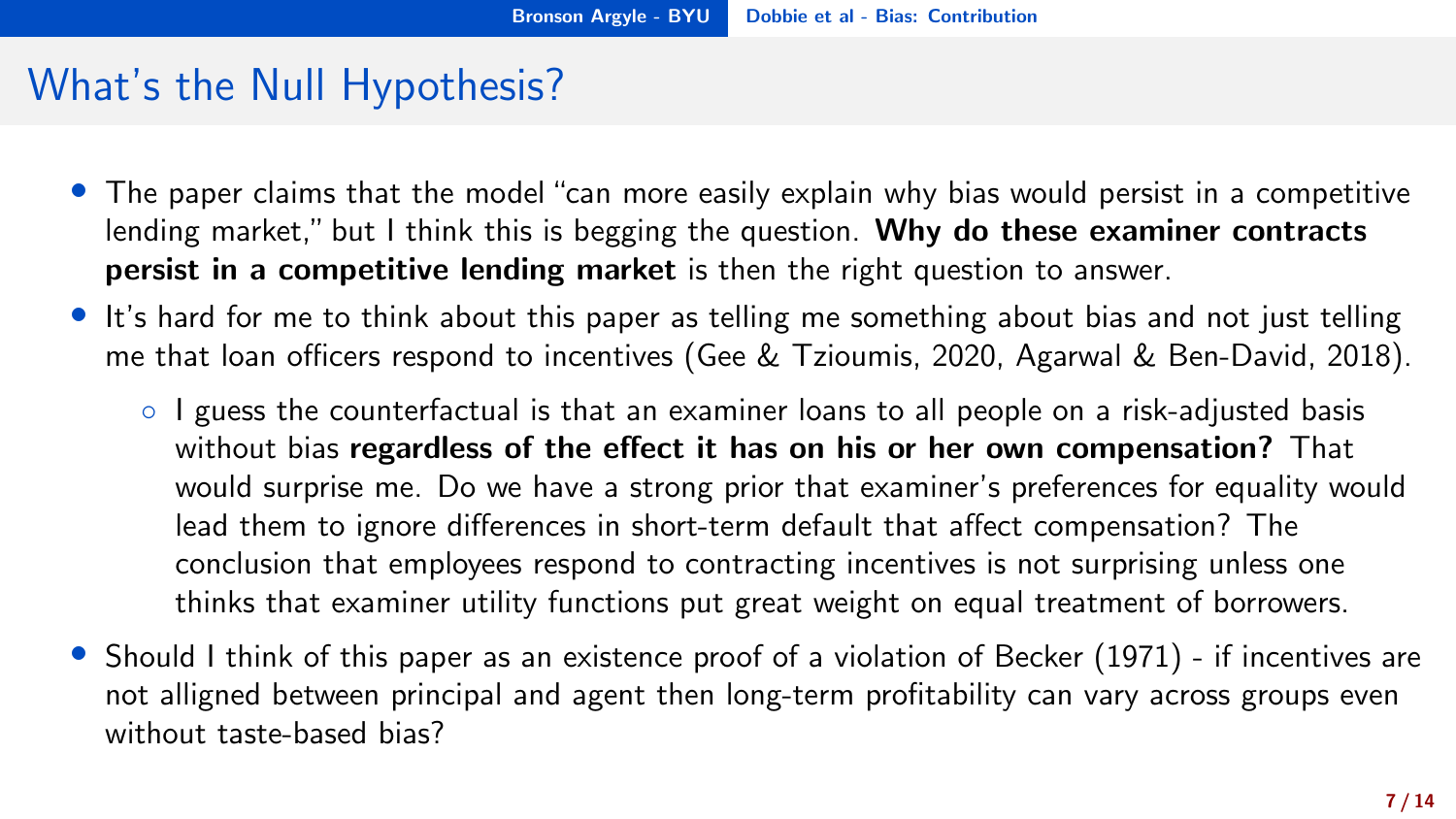# What's the Null Hypothesis?

- The paper claims that the model "can more easily explain why bias would persist in a competitive lending market," but I think this is begging the question. **Why do these examiner contracts persist in a competitive lending market** is then the right question to answer.
- It's hard for me to think about this paper as telling me something about bias and not just telling me that loan officers respond to incentives (Gee & Tzioumis, 2020, Agarwal & Ben-David, 2018).
    - I guess the counterfactual is that an examiner loans to all people on a risk-adjusted basis without bias **regardless of the effect it has on his or her own compensation?** That would surprise me. Do we have a strong prior that examiner's preferences for equality would lead them to ignore differences in short-term default that affect compensation? The conclusion that employees respond to contracting incentives is not surprising unless one thinks that examiner utility functions put great weight on equal treatment of borrowers.
- Should I think of this paper as an existence proof of a violation of Becker (1971) - if incentives are not alligned between principal and agent then long-term profitability can vary across groups even without taste-based bias?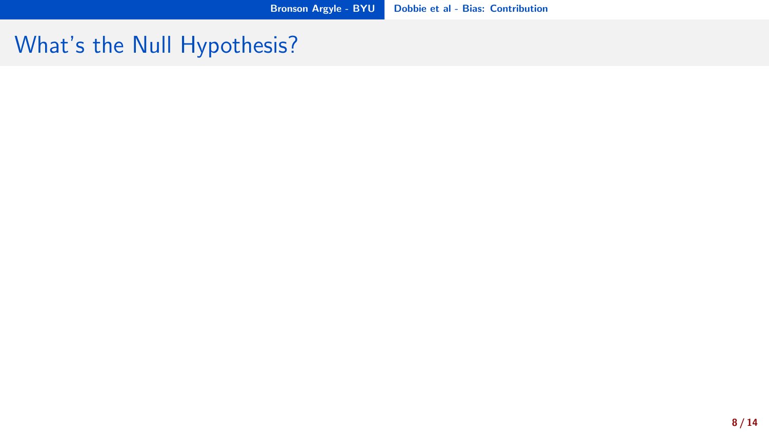# What's the Null Hypothesis?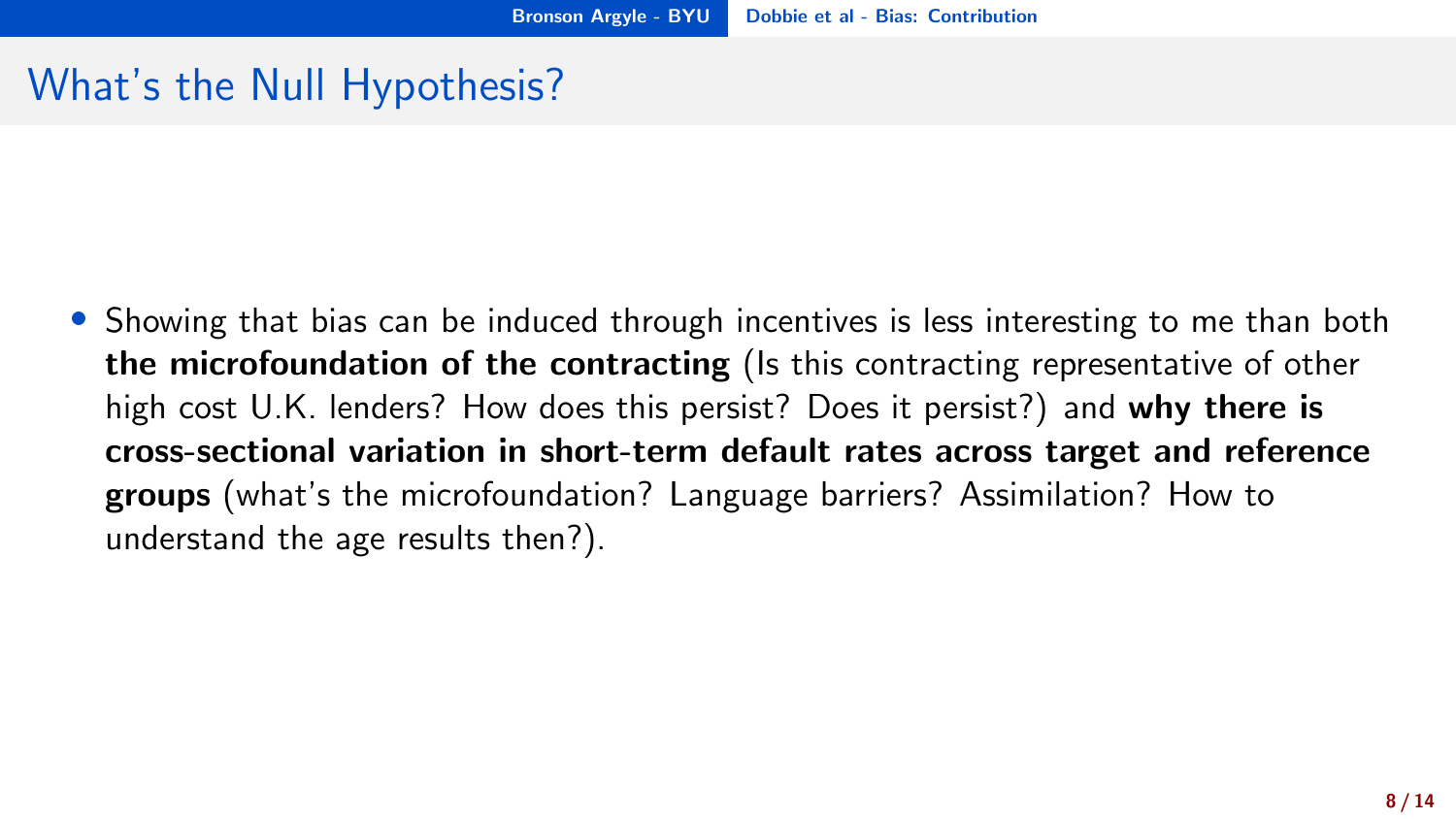# What's the Null Hypothesis?

- Showing that bias can be induced through incentives is less interesting to me than both **the microfoundation of the contracting** (Is this contracting representative of other high cost U.K. lenders? How does this persist? Does it persist?) and **why there is cross-sectional variation in short-term default rates across target and reference groups** (what's the microfoundation? Language barriers? Assimilation? How to understand the age results then?).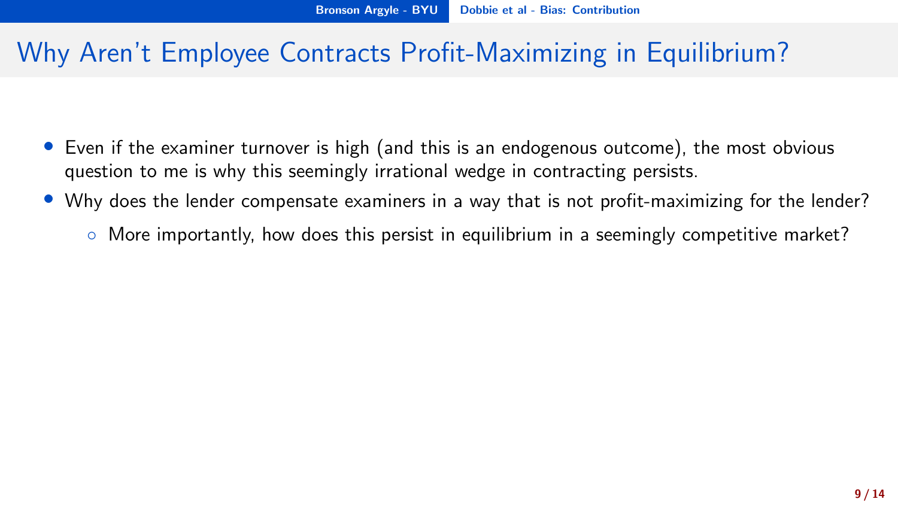# Why Aren't Employee Contracts Profit-Maximizing in Equilibrium?

- Even if the examiner turnover is high (and this is an endogenous outcome), the most obvious question to me is why this seemingly irrational wedge in contracting persists.
- Why does the lender compensate examiners in a way that is not profit-maximizing for the lender?
  - More importantly, how does this persist in equilibrium in a seemingly competitive market?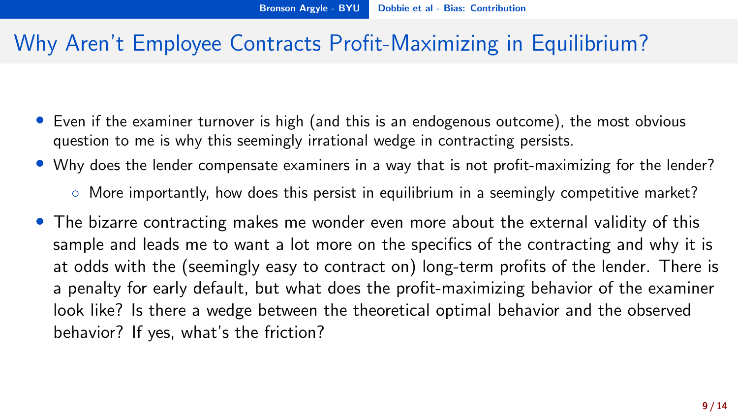# Why Aren't Employee Contracts Profit-Maximizing in Equilibrium?

- Even if the examiner turnover is high (and this is an endogenous outcome), the most obvious question to me is why this seemingly irrational wedge in contracting persists.
- Why does the lender compensate examiners in a way that is not profit-maximizing for the lender?
  - More importantly, how does this persist in equilibrium in a seemingly competitive market?
- The bizarre contracting makes me wonder even more about the external validity of this sample and leads me to want a lot more on the specifics of the contracting and why it is at odds with the (seemingly easy to contract on) long-term profits of the lender. There is a penalty for early default, but what does the profit-maximizing behavior of the examiner look like? Is there a wedge between the theoretical optimal behavior and the observed behavior? If yes, what's the friction?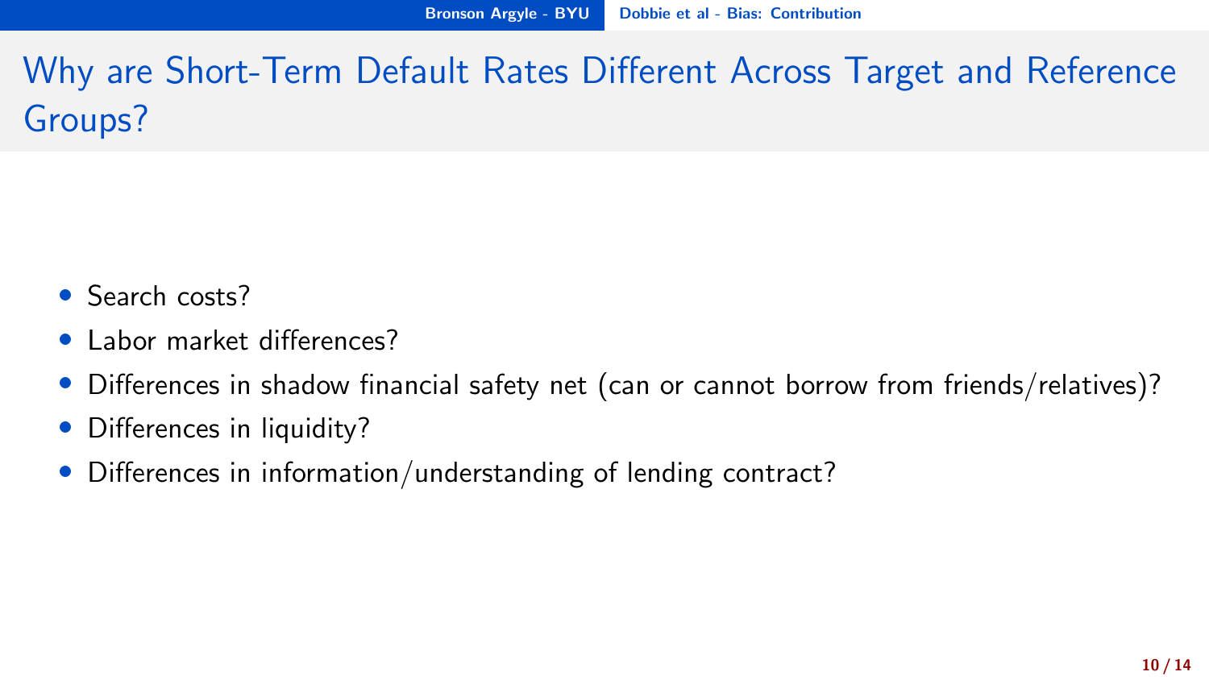# Why are Short-Term Default Rates Different Across Target and Reference Groups?

- Search costs?
- Labor market differences?
- Differences in shadow financial safety net (can or cannot borrow from friends/relatives)?
- Differences in liquidity?
- Differences in information/understanding of lending contract?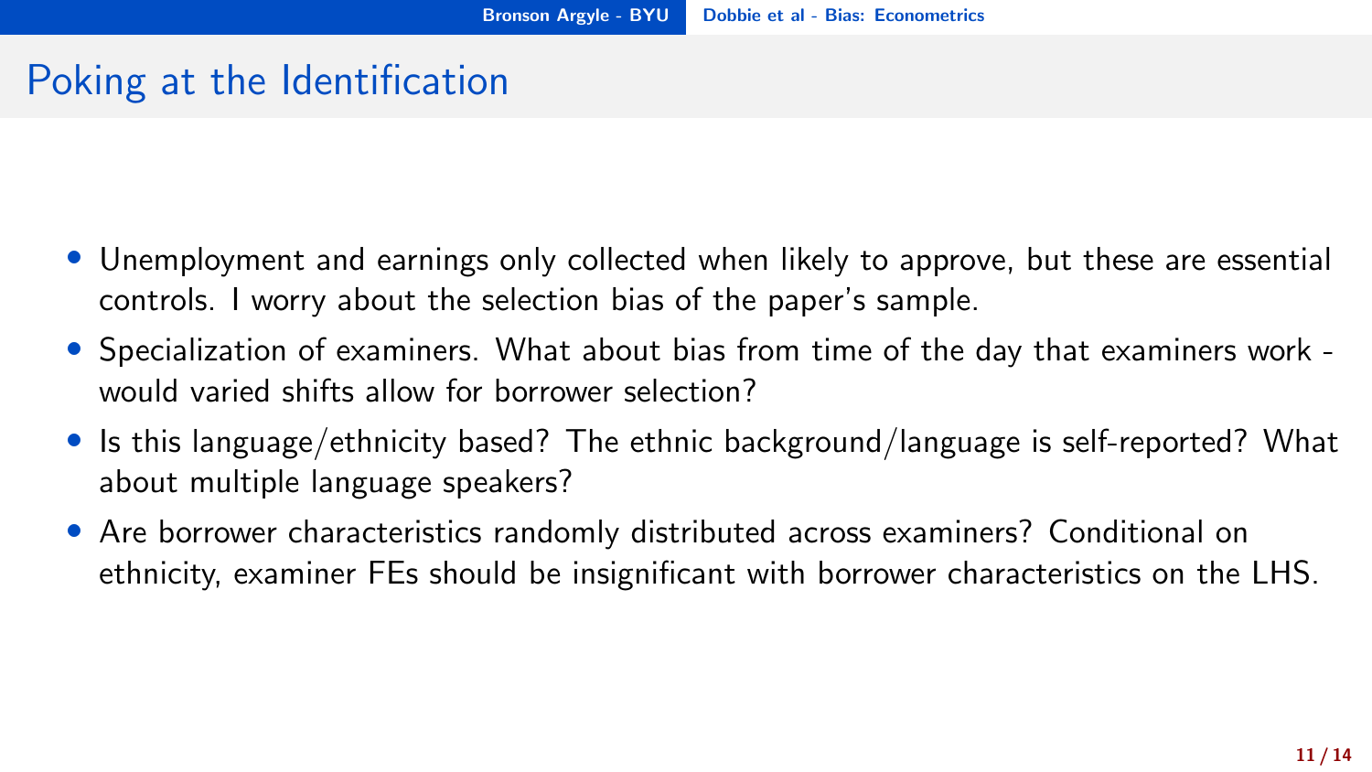# Poking at the Identification

- Unemployment and earnings only collected when likely to approve, but these are essential controls. I worry about the selection bias of the paper's sample.
- Specialization of examiners. What about bias from time of the day that examiners work - would varied shifts allow for borrower selection?
- Is this language/ethnicity based? The ethnic background/language is self-reported? What about multiple language speakers?
- Are borrower characteristics randomly distributed across examiners? Conditional on ethnicity, examiner FEs should be insignificant with borrower characteristics on the LHS.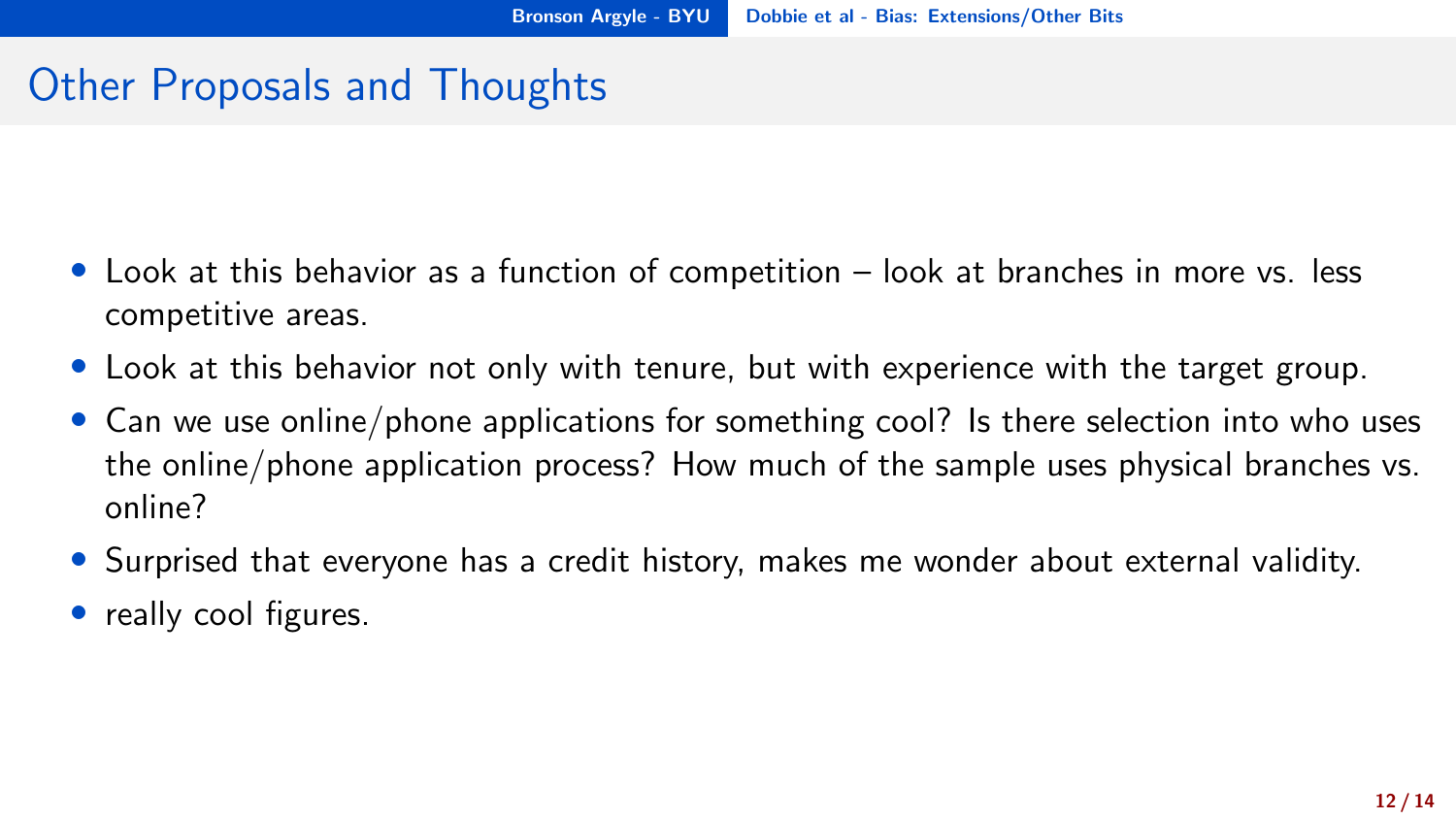# Other Proposals and Thoughts

- Look at this behavior as a function of competition – look at branches in more vs. less competitive areas.
- Look at this behavior not only with tenure, but with experience with the target group.
- Can we use online/phone applications for something cool? Is there selection into who uses the online/phone application process? How much of the sample uses physical branches vs. online?
- Surprised that everyone has a credit history, makes me wonder about external validity.
- really cool figures.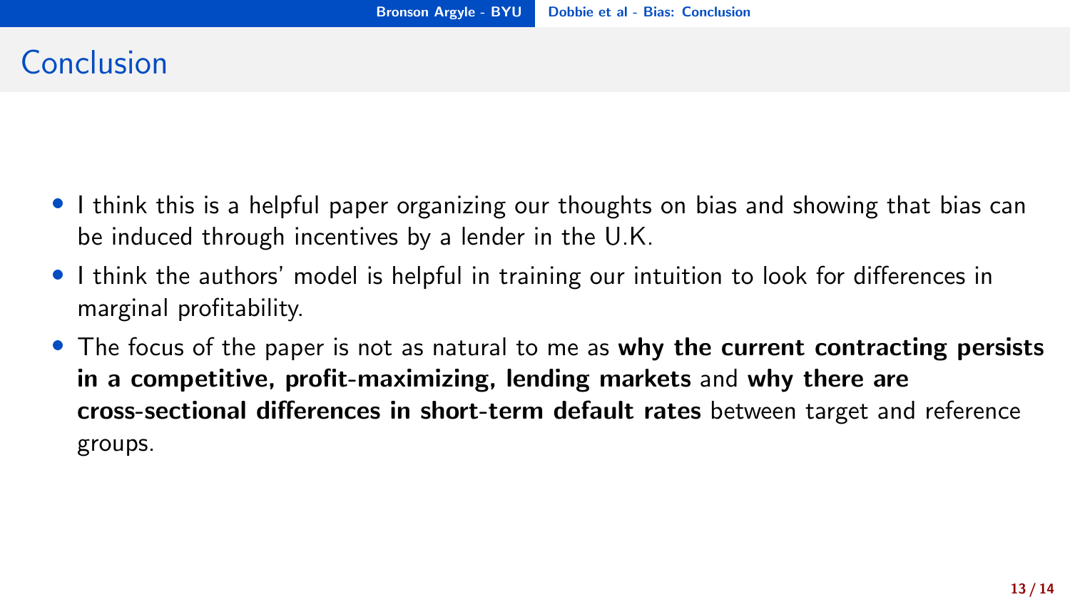# Conclusion

- I think this is a helpful paper organizing our thoughts on bias and showing that bias can be induced through incentives by a lender in the U.K.
- I think the authors' model is helpful in training our intuition to look for differences in marginal profitability.
- The focus of the paper is not as natural to me as **why the current contracting persists in a competitive, profit-maximizing, lending markets** and **why there are cross-sectional differences in short-term default rates** between target and reference groups.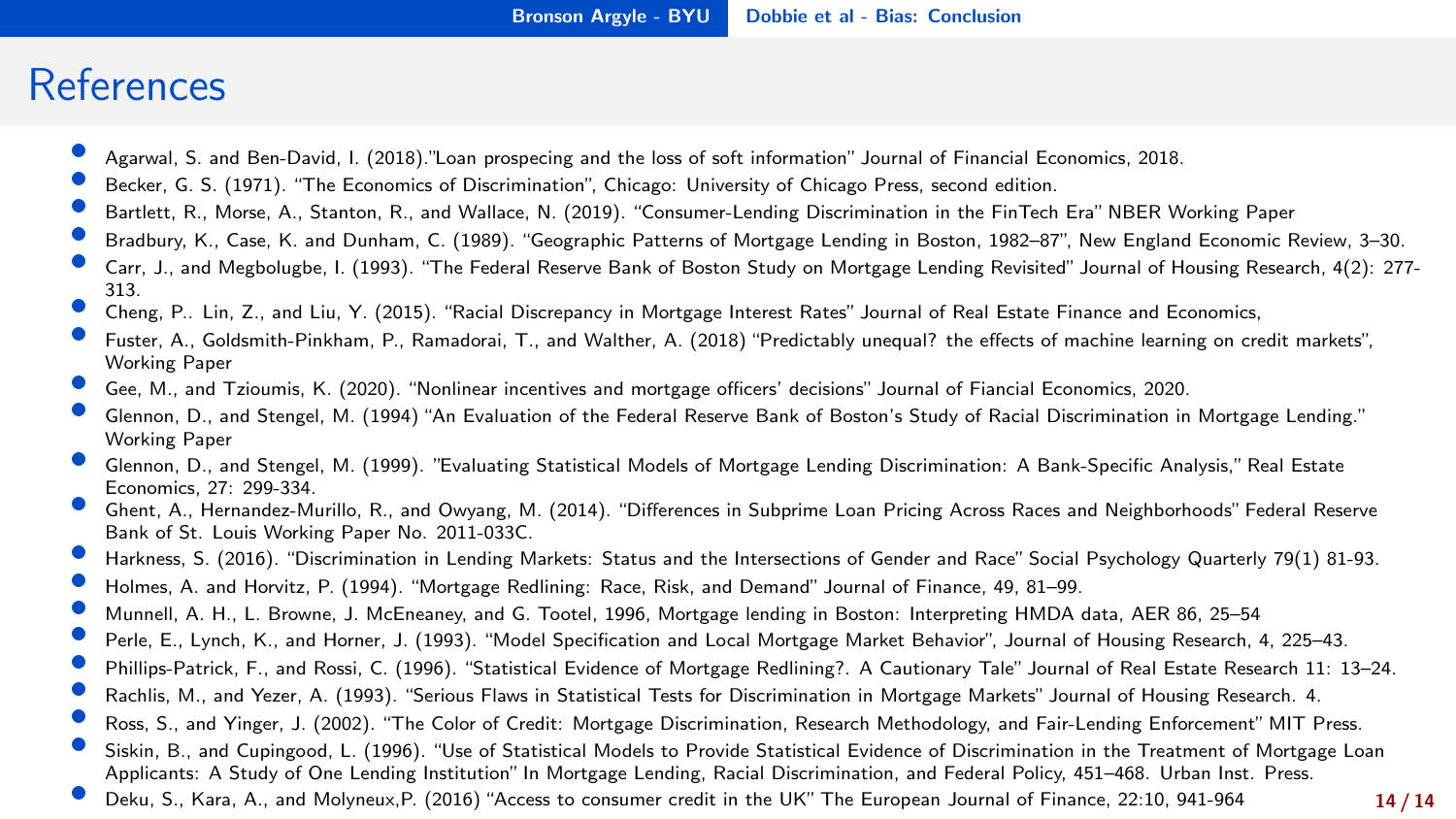# References

- Agarwal, S. and Ben-David, I. (2018)."Loan prospecing and the loss of soft information" Journal of Financial Economics, 2018.
- Becker, G. S. (1971). "The Economics of Discrimination", Chicago: University of Chicago Press, second edition.
- Bartlett, R., Morse, A., Stanton, R., and Wallace, N. (2019). "Consumer-Lending Discrimination in the FinTech Era" NBER Working Paper
- Bradbury, K., Case, K. and Dunham, C. (1989). "Geographic Patterns of Mortgage Lending in Boston, 1982–87", New England Economic Review, 3–30.
- Carr, J., and Megbolugbe, I. (1993). "The Federal Reserve Bank of Boston Study on Mortgage Lending Revisited" Journal of Housing Research, 4(2): 277-313.
- Cheng, P.. Lin, Z., and Liu, Y. (2015). "Racial Discrepancy in Mortgage Interest Rates" Journal of Real Estate Finance and Economics,
- Fuster, A., Goldsmith-Pinkham, P., Ramadorai, T., and Walther, A. (2018) "Predictably unequal? the effects of machine learning on credit markets", Working Paper
- Gee, M., and Tzioumis, K. (2020). "Nonlinear incentives and mortgage officers' decisions" Journal of Fiancial Economics, 2020.
- Glennon, D., and Stengel, M. (1994) "An Evaluation of the Federal Reserve Bank of Boston's Study of Racial Discrimination in Mortgage Lending." Working Paper
- Glennon, D., and Stengel, M. (1999). "Evaluating Statistical Models of Mortgage Lending Discrimination: A Bank-Specific Analysis," Real Estate Economics, 27: 299-334.
- Ghent, A., Hernandez-Murillo, R., and Owyang, M. (2014). "Differences in Subprime Loan Pricing Across Races and Neighborhoods" Federal Reserve Bank of St. Louis Working Paper No. 2011-033C.
- Harkness, S. (2016). "Discrimination in Lending Markets: Status and the Intersections of Gender and Race" Social Psychology Quarterly 79(1) 81-93.
- Holmes, A. and Horvitz, P. (1994). "Mortgage Redlining: Race, Risk, and Demand" Journal of Finance, 49, 81–99.
- Munnell, A. H., L. Browne, J. McEneaney, and G. Tootel, 1996, Mortgage lending in Boston: Interpreting HMDA data, AER 86, 25–54
- Perle, E., Lynch, K., and Horner, J. (1993). "Model Specification and Local Mortgage Market Behavior", Journal of Housing Research, 4, 225–43.
- Phillips-Patrick, F., and Rossi, C. (1996). "Statistical Evidence of Mortgage Redlining?. A Cautionary Tale" Journal of Real Estate Research 11: 13–24.
- Rachlis, M., and Yezer, A. (1993). "Serious Flaws in Statistical Tests for Discrimination in Mortgage Markets" Journal of Housing Research. 4.
- Ross, S., and Yinger, J. (2002). "The Color of Credit: Mortgage Discrimination, Research Methodology, and Fair-Lending Enforcement" MIT Press.
- Siskin, B., and Cupingood, L. (1996). "Use of Statistical Models to Provide Statistical Evidence of Discrimination in the Treatment of Mortgage Loan Applicants: A Study of One Lending Institution" In Mortgage Lending, Racial Discrimination, and Federal Policy, 451–468. Urban Inst. Press.
- Deku, S., Kara, A., and Molyneux,P. (2016) "Access to consumer credit in the UK" The European Journal of Finance, 22:10, 941-964